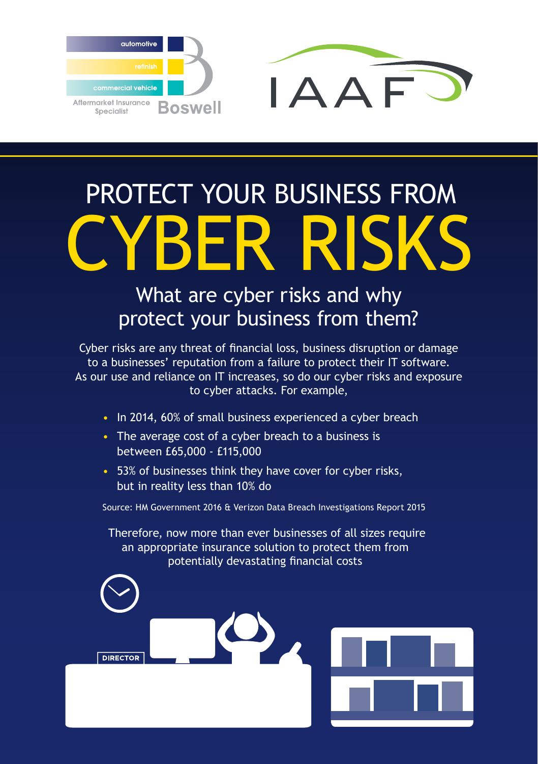automotive
refinish
commercial vehicle
Aftermarket Insurance Specialist

Boswell

IAAF

# PROTECT YOUR BUSINESS FROM CYBER RISKS

## What are cyber risks and why protect your business from them?

Cyber risks are any threat of financial loss, business disruption or damage to a businesses' reputation from a failure to protect their IT software. As our use and reliance on IT increases, so do our cyber risks and exposure to cyber attacks. For example,

- In 2014, 60% of small business experienced a cyber breach
- The average cost of a cyber breach to a business is between £65,000 - £115,000
- 53% of businesses think they have cover for cyber risks, but in reality less than 10% do

Source: HM Government 2016 & Verizon Data Breach Investigations Report 2015

Therefore, now more than ever businesses of all sizes require an appropriate insurance solution to protect them from potentially devastating financial costs

DIRECTOR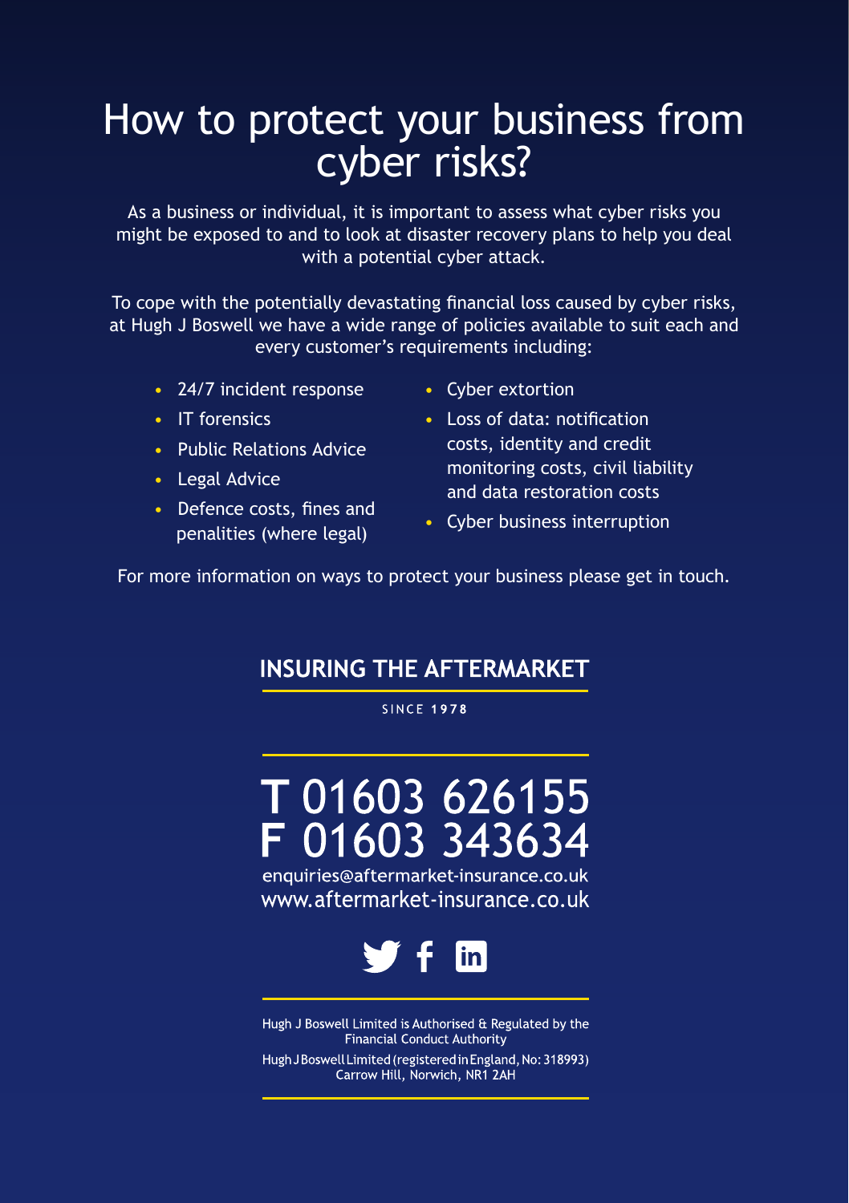# How to protect your business from cyber risks?

As a business or individual, it is important to assess what cyber risks you might be exposed to and to look at disaster recovery plans to help you deal with a potential cyber attack.

To cope with the potentially devastating financial loss caused by cyber risks, at Hugh J Boswell we have a wide range of policies available to suit each and every customer's requirements including:

- 24/7 incident response
- IT forensics
- Public Relations Advice
- Legal Advice
- Defence costs, fines and penalities (where legal)
- Cyber extortion
- Loss of data: notification costs, identity and credit monitoring costs, civil liability and data restoration costs
- Cyber business interruption

For more information on ways to protect your business please get in touch.

**INSURING THE AFTERMARKET**

SINCE **1978**

**T** 01603 626155
**F** 01603 343634
enquiries@aftermarket-insurance.co.uk
www.aftermarket-insurance.co.uk

Hugh J Boswell Limited is Authorised & Regulated by the Financial Conduct Authority
Hugh J Boswell Limited (registered in England, No: 318993) Carrow Hill, Norwich, NR1 2AH